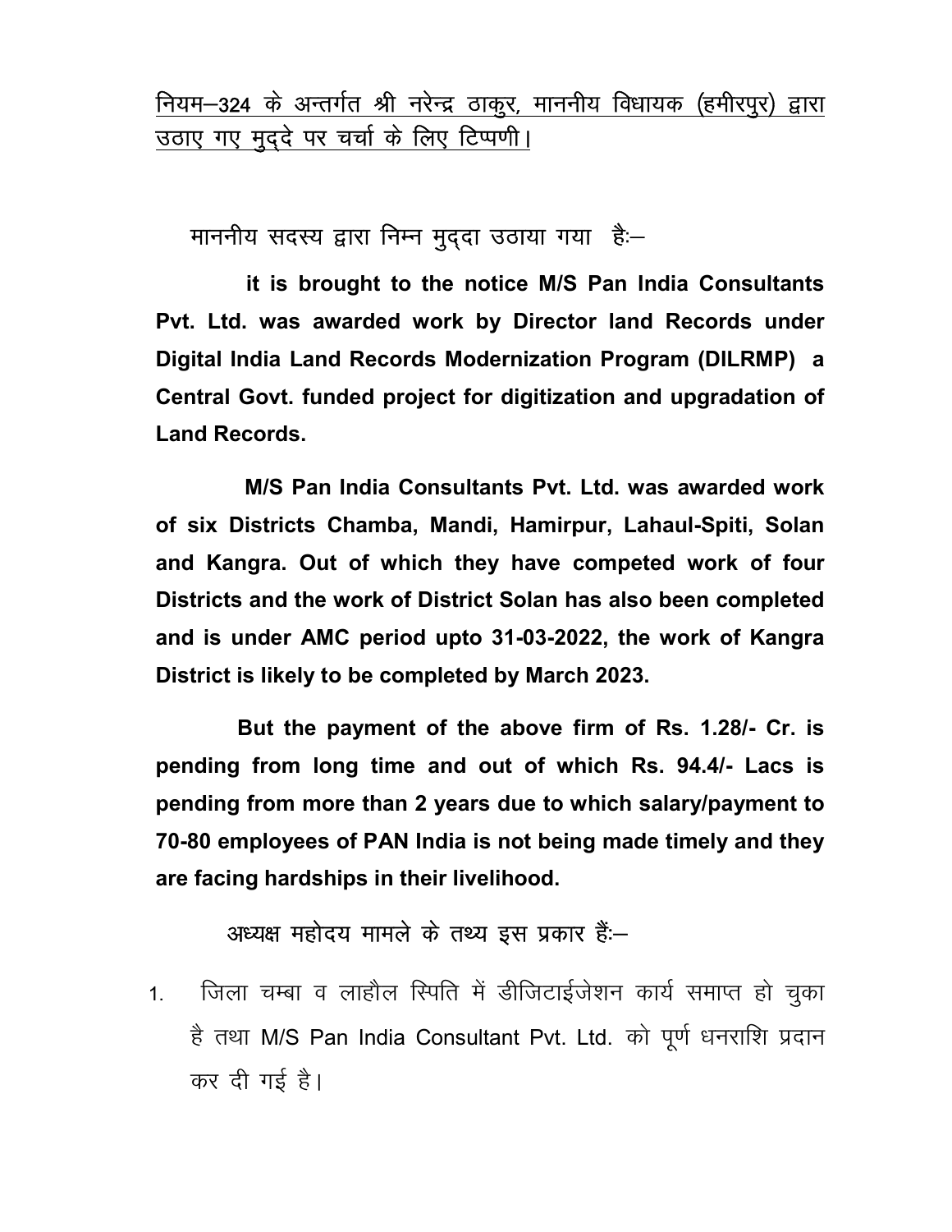<u>नियम–324 के अन्तर्गत श्री नरेन्द्र ठाकुर, माननीय विधायक (हमीरपुर) द्वारा उठाए गए मुद्दे पर चर्चा के लिए टिप्पणी।</u>

माननीय सदस्य द्वारा निम्न मुद्दा उठाया गया है:–

**it is brought to the notice M/S Pan India Consultants Pvt. Ltd. was awarded work by Director land Records under Digital India Land Records Modernization Program (DILRMP) a Central Govt. funded project for digitization and upgradation of Land Records.**

**M/S Pan India Consultants Pvt. Ltd. was awarded work of six Districts Chamba, Mandi, Hamirpur, Lahaul-Spiti, Solan and Kangra. Out of which they have competed work of four Districts and the work of District Solan has also been completed and is under AMC period upto 31-03-2022, the work of Kangra District is likely to be completed by March 2023.**

**But the payment of the above firm of Rs. 1.28/- Cr. is pending from long time and out of which Rs. 94.4/- Lacs is pending from more than 2 years due to which salary/payment to 70-80 employees of PAN India is not being made timely and they are facing hardships in their livelihood.**

अध्यक्ष महोदय मामले के तथ्य इस प्रकार हैं:–

1. जिला चम्बा व लाहौल स्पिति में डीजिटाईजेशन कार्य समाप्त हो चुका है तथा M/S Pan India Consultant Pvt. Ltd. को पूर्ण धनराशि प्रदान कर दी गई है।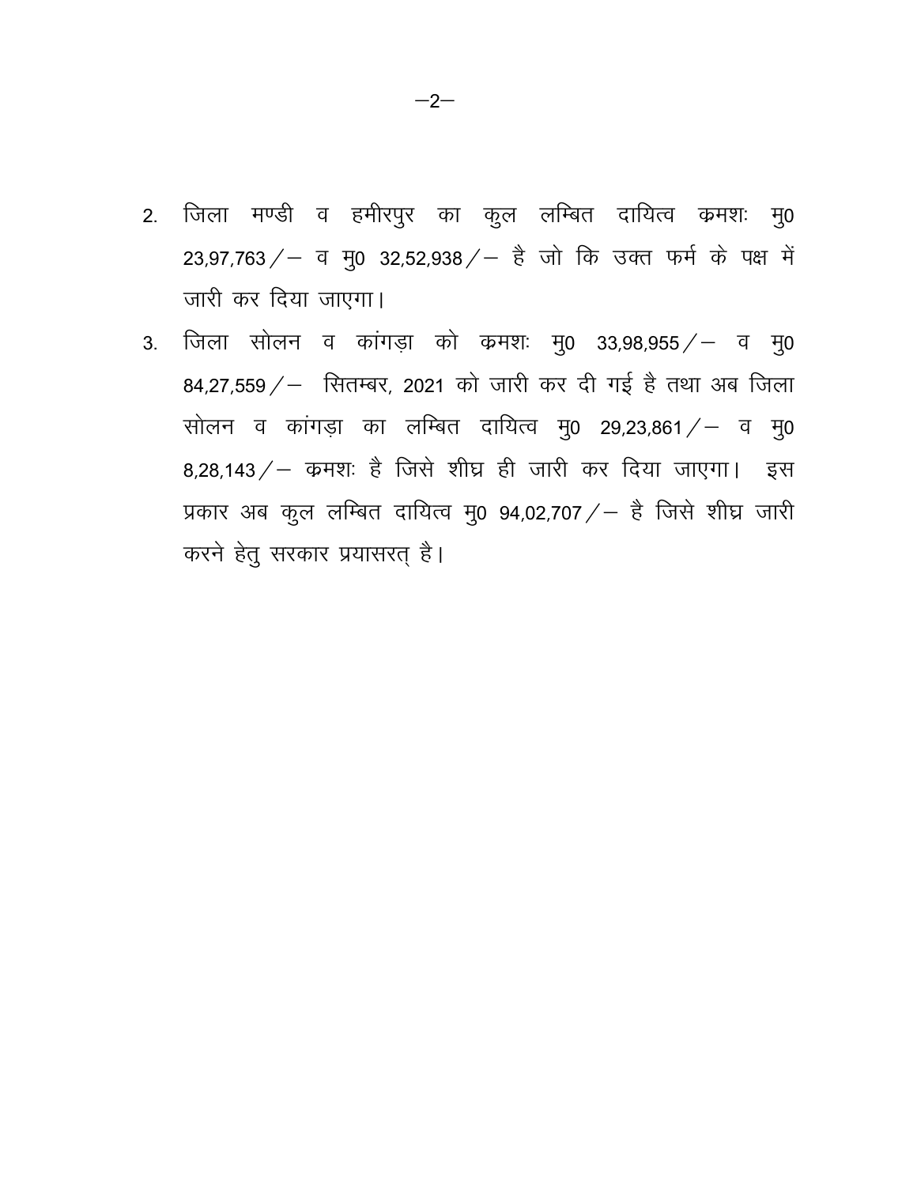2. जिला मण्डी व हमीरपुर का कुल लम्बित दायित्व क्रमशः मु0 23,97,763/– व मु0 32,52,938/– है जो कि उक्त फर्म के पक्ष में जारी कर दिया जाएगा।
3. जिला सोलन व कांगड़ा को क्रमशः मु0 33,98,955/– व मु0 84,27,559/– सितम्बर, 2021 को जारी कर दी गई है तथा अब जिला सोलन व कांगड़ा का लम्बित दायित्व मु0 29,23,861/– व मु0 8,28,143/– क्रमशः है जिसे शीघ्र ही जारी कर दिया जाएगा। इस प्रकार अब कुल लम्बित दायित्व मु0 94,02,707/– है जिसे शीघ्र जारी करने हेतु सरकार प्रयासरत् है।